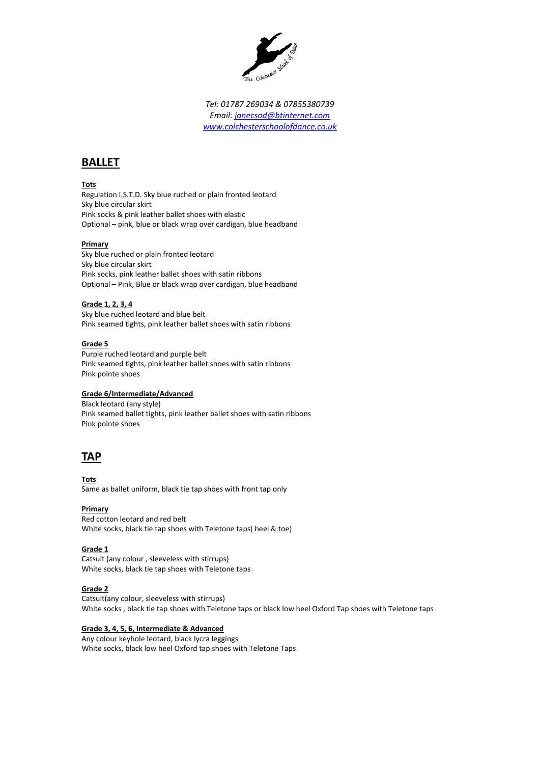*Tel: 01787 269034 & 07855380739*
*Email: janecsod@btinternet.com*
*www.colchesterschoolofdance.co.uk*

## BALLET

**Tots**
Regulation I.S.T.D. Sky blue ruched or plain fronted leotard
Sky blue circular skirt
Pink socks & pink leather ballet shoes with elastic
Optional – pink, blue or black wrap over cardigan, blue headband

**Primary**
Sky blue ruched or plain fronted leotard
Sky blue circular skirt
Pink socks, pink leather ballet shoes with satin ribbons
Optional – Pink, Blue or black wrap over cardigan, blue headband

**Grade 1, 2, 3, 4**
Sky blue ruched leotard and blue belt
Pink seamed tights, pink leather ballet shoes with satin ribbons

**Grade 5**
Purple ruched leotard and purple belt
Pink seamed tights, pink leather ballet shoes with satin ribbons
Pink pointe shoes

**Grade 6/Intermediate/Advanced**
Black leotard (any style)
Pink seamed ballet tights, pink leather ballet shoes with satin ribbons
Pink pointe shoes

## TAP

**Tots**
Same as ballet uniform, black tie tap shoes with front tap only

**Primary**
Red cotton leotard and red belt
White socks, black tie tap shoes with Teletone taps( heel & toe)

**Grade 1**
Catsuit (any colour , sleeveless with stirrups)
White socks, black tie tap shoes with Teletone taps

**Grade 2**
Catsuit(any colour, sleeveless with stirrups)
White socks , black tie tap shoes with Teletone taps or black low heel Oxford Tap shoes with Teletone taps

**Grade 3, 4, 5, 6, Intermediate & Advanced**
Any colour keyhole leotard, black lycra leggings
White socks, black low heel Oxford tap shoes with Teletone Taps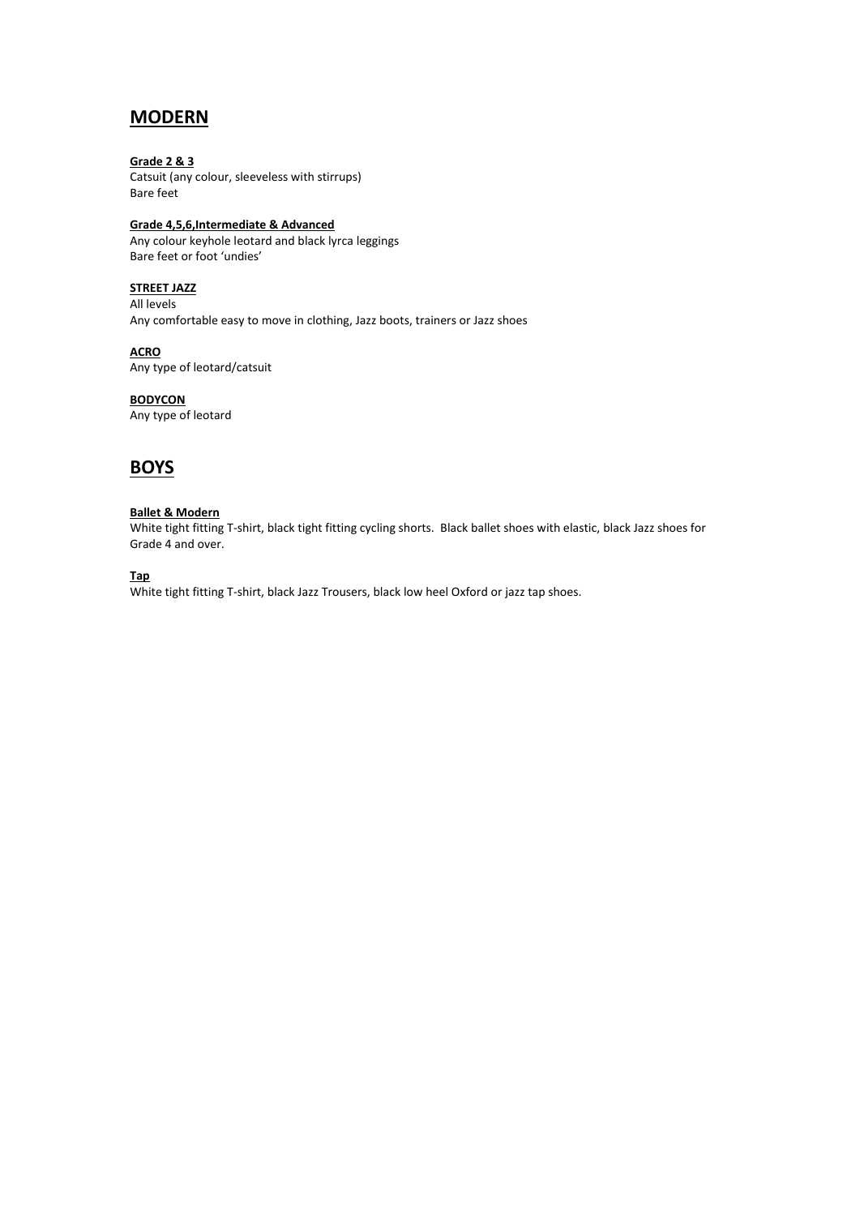## MODERN

**Grade 2 & 3**
Catsuit (any colour, sleeveless with stirrups)
Bare feet

**Grade 4,5,6,Intermediate & Advanced**
Any colour keyhole leotard and black lyrca leggings
Bare feet or foot 'undies'

**STREET JAZZ**
All levels
Any comfortable easy to move in clothing, Jazz boots, trainers or Jazz shoes

**ACRO**
Any type of leotard/catsuit

**BODYCON**
Any type of leotard

## BOYS

**Ballet & Modern**
White tight fitting T-shirt, black tight fitting cycling shorts. Black ballet shoes with elastic, black Jazz shoes for Grade 4 and over.

**Tap**
White tight fitting T-shirt, black Jazz Trousers, black low heel Oxford or jazz tap shoes.